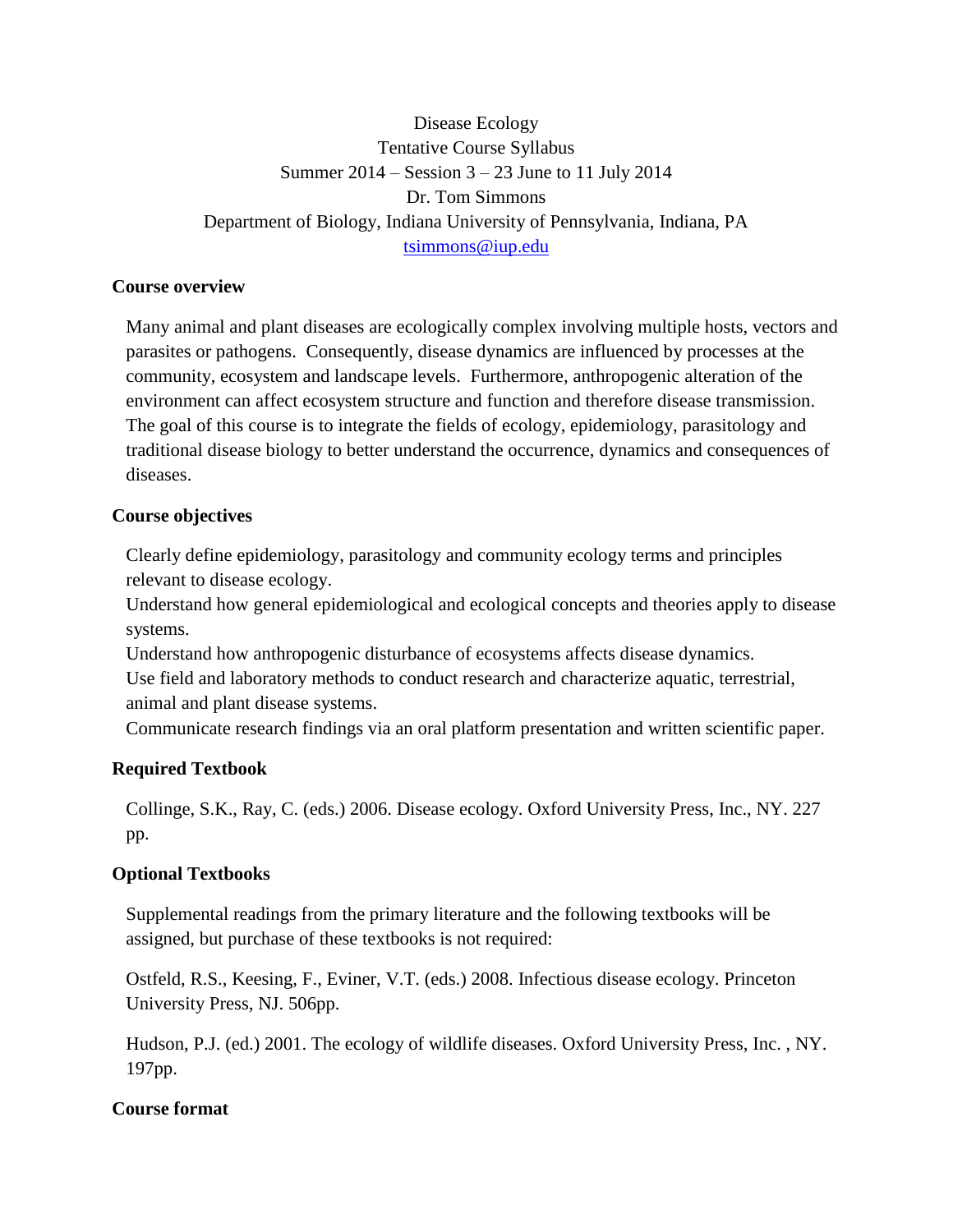Disease Ecology

Tentative Course Syllabus

Summer 2014 – Session 3 – 23 June to 11 July 2014

Dr. Tom Simmons

Department of Biology, Indiana University of Pennsylvania, Indiana, PA

tsimmons@iup.edu

## Course overview

Many animal and plant diseases are ecologically complex involving multiple hosts, vectors and parasites or pathogens. Consequently, disease dynamics are influenced by processes at the community, ecosystem and landscape levels. Furthermore, anthropogenic alteration of the environment can affect ecosystem structure and function and therefore disease transmission. The goal of this course is to integrate the fields of ecology, epidemiology, parasitology and traditional disease biology to better understand the occurrence, dynamics and consequences of diseases.

## Course objectives

Clearly define epidemiology, parasitology and community ecology terms and principles relevant to disease ecology.

Understand how general epidemiological and ecological concepts and theories apply to disease systems.

Understand how anthropogenic disturbance of ecosystems affects disease dynamics.

Use field and laboratory methods to conduct research and characterize aquatic, terrestrial, animal and plant disease systems.

Communicate research findings via an oral platform presentation and written scientific paper.

## Required Textbook

Collinge, S.K., Ray, C. (eds.) 2006. Disease ecology. Oxford University Press, Inc., NY. 227 pp.

## Optional Textbooks

Supplemental readings from the primary literature and the following textbooks will be assigned, but purchase of these textbooks is not required:

Ostfeld, R.S., Keesing, F., Eviner, V.T. (eds.) 2008. Infectious disease ecology. Princeton University Press, NJ. 506pp.

Hudson, P.J. (ed.) 2001. The ecology of wildlife diseases. Oxford University Press, Inc. , NY. 197pp.

## Course format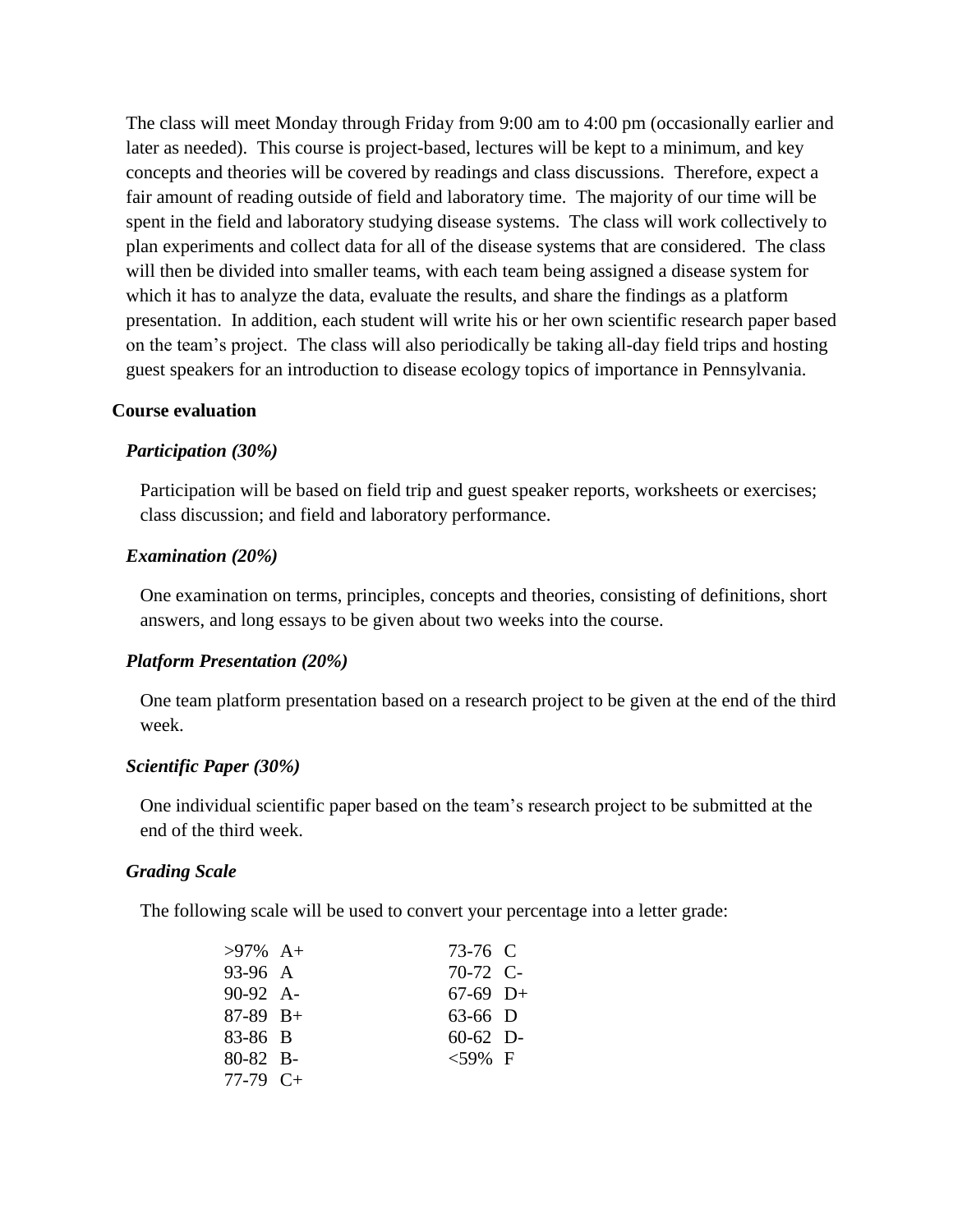The class will meet Monday through Friday from 9:00 am to 4:00 pm (occasionally earlier and later as needed). This course is project-based, lectures will be kept to a minimum, and key concepts and theories will be covered by readings and class discussions. Therefore, expect a fair amount of reading outside of field and laboratory time. The majority of our time will be spent in the field and laboratory studying disease systems. The class will work collectively to plan experiments and collect data for all of the disease systems that are considered. The class will then be divided into smaller teams, with each team being assigned a disease system for which it has to analyze the data, evaluate the results, and share the findings as a platform presentation. In addition, each student will write his or her own scientific research paper based on the team's project. The class will also periodically be taking all-day field trips and hosting guest speakers for an introduction to disease ecology topics of importance in Pennsylvania.

## Course evaluation

### *Participation (30%)*

Participation will be based on field trip and guest speaker reports, worksheets or exercises; class discussion; and field and laboratory performance.

### *Examination (20%)*

One examination on terms, principles, concepts and theories, consisting of definitions, short answers, and long essays to be given about two weeks into the course.

### *Platform Presentation (20%)*

One team platform presentation based on a research project to be given at the end of the third week.

### *Scientific Paper (30%)*

One individual scientific paper based on the team's research project to be submitted at the end of the third week.

### *Grading Scale*

The following scale will be used to convert your percentage into a letter grade:

| | | | |
|---|---|---|---|
| >97% | A+ | 73-76 | C |
| 93-96 | A | 70-72 | C- |
| 90-92 | A- | 67-69 | D+ |
| 87-89 | B+ | 63-66 | D |
| 83-86 | B | 60-62 | D- |
| 80-82 | B- | <59% | F |
| 77-79 | C+ | | |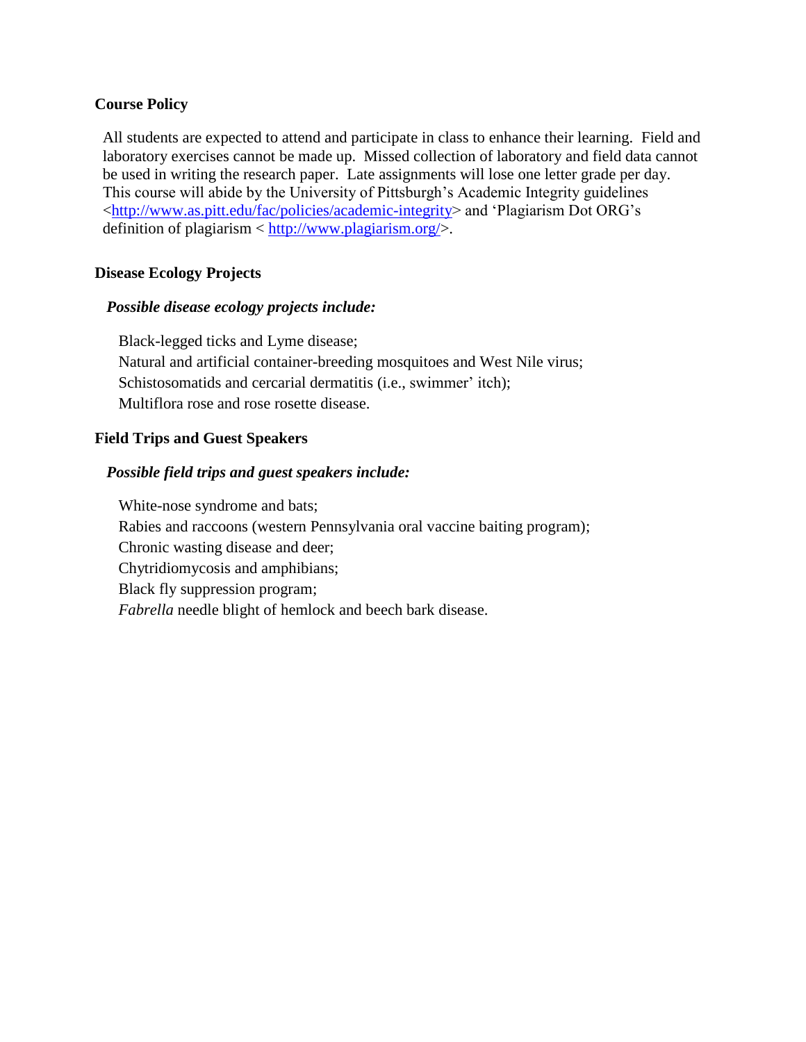### Course Policy

All students are expected to attend and participate in class to enhance their learning. Field and laboratory exercises cannot be made up. Missed collection of laboratory and field data cannot be used in writing the research paper. Late assignments will lose one letter grade per day. This course will abide by the University of Pittsburgh's Academic Integrity guidelines <http://www.as.pitt.edu/fac/policies/academic-integrity> and 'Plagiarism Dot ORG's definition of plagiarism < http://www.plagiarism.org/>.

### Disease Ecology Projects

***Possible disease ecology projects include:***

Black-legged ticks and Lyme disease;
Natural and artificial container-breeding mosquitoes and West Nile virus;
Schistosomatids and cercarial dermatitis (i.e., swimmer' itch);
Multiflora rose and rose rosette disease.

### Field Trips and Guest Speakers

***Possible field trips and guest speakers include:***

White-nose syndrome and bats;
Rabies and raccoons (western Pennsylvania oral vaccine baiting program);
Chronic wasting disease and deer;
Chytridiomycosis and amphibians;
Black fly suppression program;
*Fabrella* needle blight of hemlock and beech bark disease.